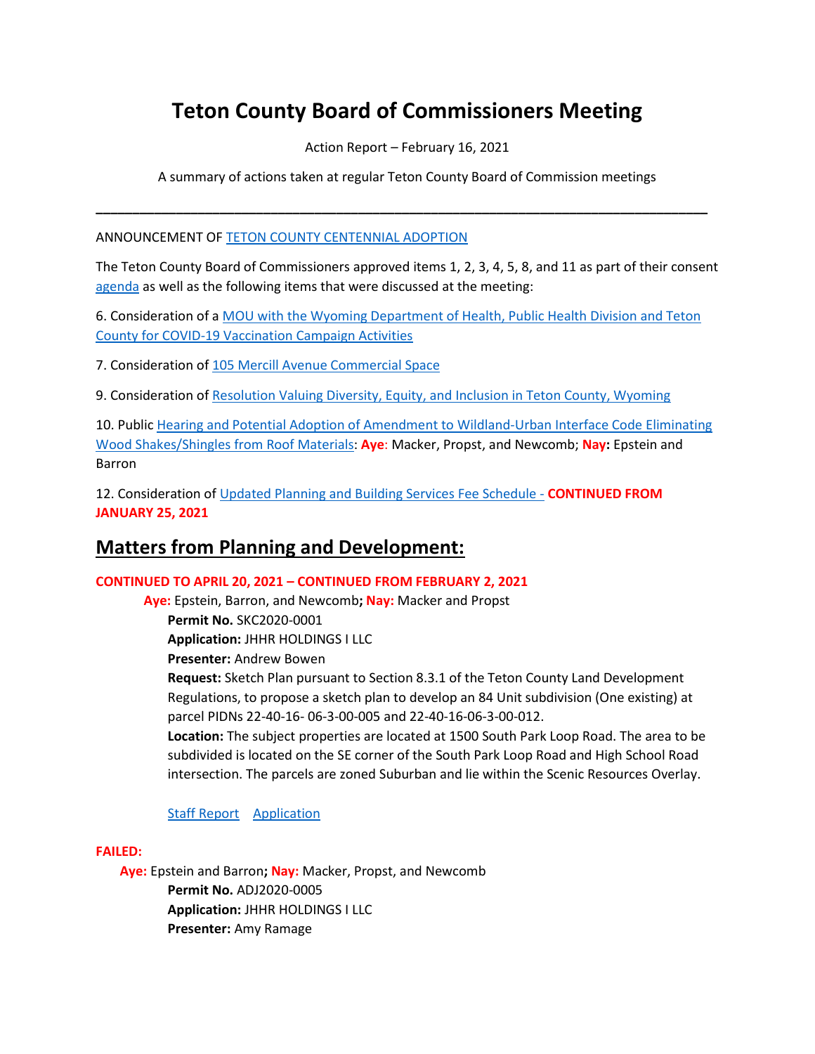# Teton County Board of Commissioners Meeting

Action Report – February 16, 2021

A summary of actions taken at regular Teton County Board of Commission meetings

---

ANNOUNCEMENT OF TETON COUNTY CENTENNIAL ADOPTION

The Teton County Board of Commissioners approved items 1, 2, 3, 4, 5, 8, and 11 as part of their consent agenda as well as the following items that were discussed at the meeting:

6. Consideration of a MOU with the Wyoming Department of Health, Public Health Division and Teton County for COVID-19 Vaccination Campaign Activities

7. Consideration of 105 Mercill Avenue Commercial Space

9. Consideration of Resolution Valuing Diversity, Equity, and Inclusion in Teton County, Wyoming

10. Public Hearing and Potential Adoption of Amendment to Wildland-Urban Interface Code Eliminating Wood Shakes/Shingles from Roof Materials: **Aye**: Macker, Propst, and Newcomb; **Nay:** Epstein and Barron

12. Consideration of Updated Planning and Building Services Fee Schedule - **CONTINUED FROM JANUARY 25, 2021**

## Matters from Planning and Development:

**CONTINUED TO APRIL 20, 2021 – CONTINUED FROM FEBRUARY 2, 2021**

**Aye:** Epstein, Barron, and Newcomb**; Nay:** Macker and Propst

**Permit No.** SKC2020-0001

**Application:** JHHR HOLDINGS I LLC

**Presenter:** Andrew Bowen

**Request:** Sketch Plan pursuant to Section 8.3.1 of the Teton County Land Development Regulations, to propose a sketch plan to develop an 84 Unit subdivision (One existing) at parcel PIDNs 22-40-16- 06-3-00-005 and 22-40-16-06-3-00-012.

**Location:** The subject properties are located at 1500 South Park Loop Road. The area to be subdivided is located on the SE corner of the South Park Loop Road and High School Road intersection. The parcels are zoned Suburban and lie within the Scenic Resources Overlay.

Staff Report  Application

**FAILED:**

**Aye:** Epstein and Barron**; Nay:** Macker, Propst, and Newcomb

**Permit No.** ADJ2020-0005

**Application:** JHHR HOLDINGS I LLC

**Presenter:** Amy Ramage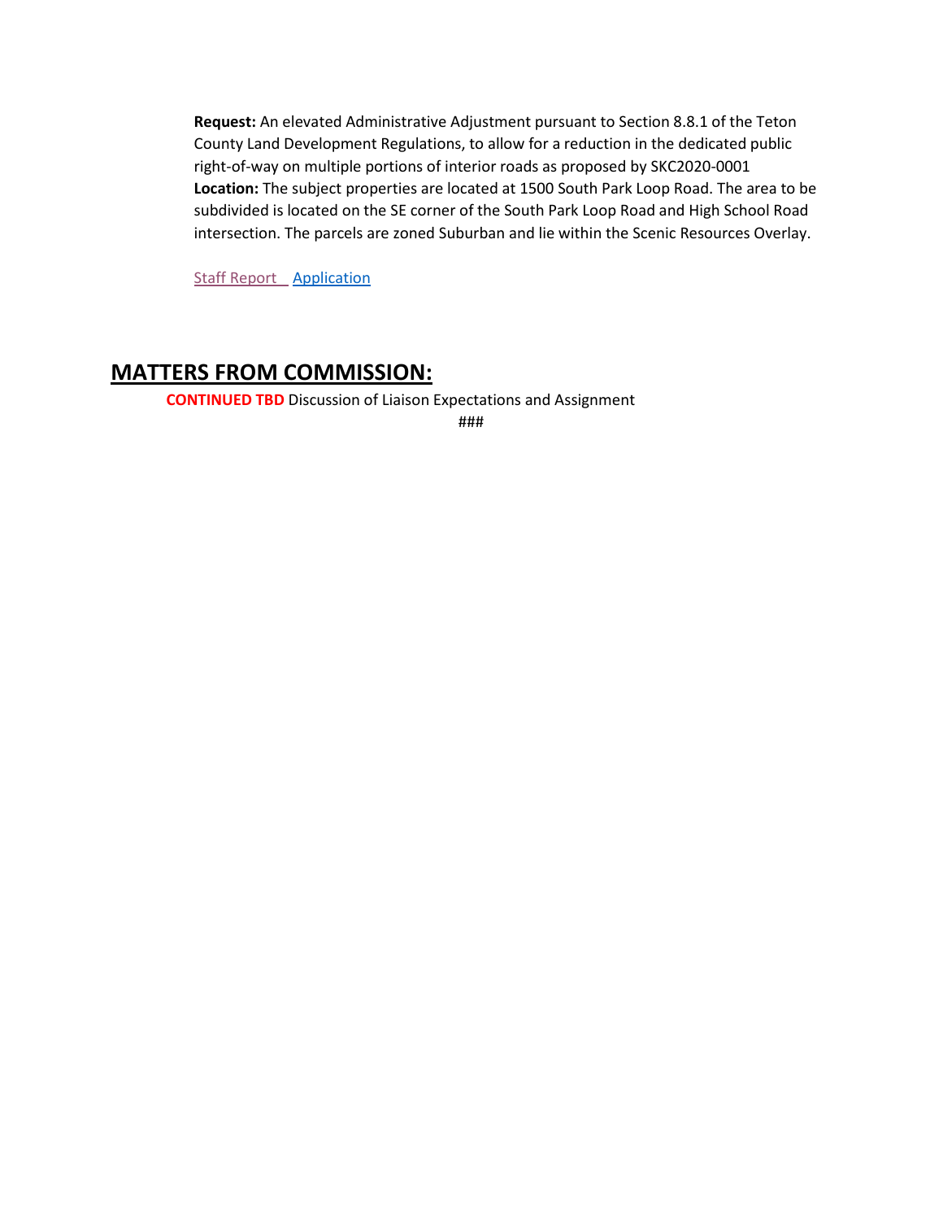**Request:** An elevated Administrative Adjustment pursuant to Section 8.8.1 of the Teton County Land Development Regulations, to allow for a reduction in the dedicated public right-of-way on multiple portions of interior roads as proposed by SKC2020-0001
**Location:** The subject properties are located at 1500 South Park Loop Road. The area to be subdivided is located on the SE corner of the South Park Loop Road and High School Road intersection. The parcels are zoned Suburban and lie within the Scenic Resources Overlay.

Staff Report  Application

## MATTERS FROM COMMISSION:

**CONTINUED TBD** Discussion of Liaison Expectations and Assignment

###